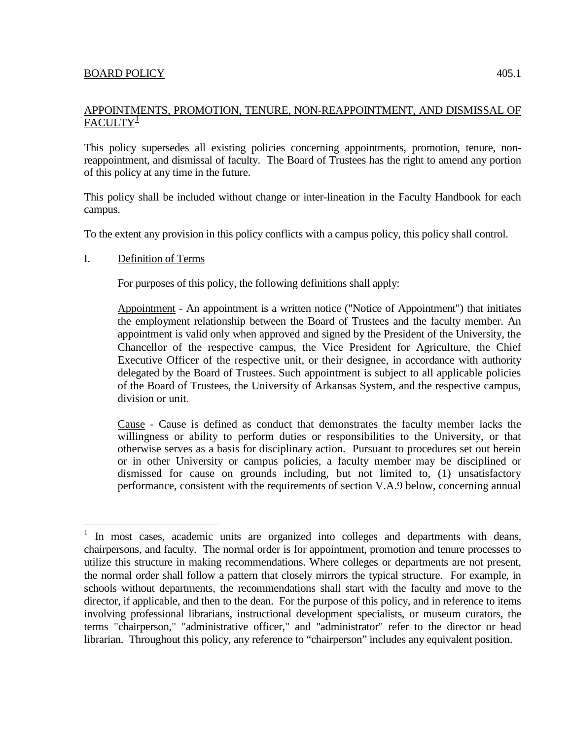BOARD POLICY 405.1

## APPOINTMENTS, PROMOTION, TENURE, NON-REAPPOINTMENT, AND DISMISSAL OF FACULTY[1]

This policy supersedes all existing policies concerning appointments, promotion, tenure, non-reappointment, and dismissal of faculty. The Board of Trustees has the right to amend any portion of this policy at any time in the future.

This policy shall be included without change or inter-lineation in the Faculty Handbook for each campus.

To the extent any provision in this policy conflicts with a campus policy, this policy shall control.

### I. Definition of Terms

For purposes of this policy, the following definitions shall apply:

Appointment - An appointment is a written notice ("Notice of Appointment") that initiates the employment relationship between the Board of Trustees and the faculty member. An appointment is valid only when approved and signed by the President of the University, the Chancellor of the respective campus, the Vice President for Agriculture, the Chief Executive Officer of the respective unit, or their designee, in accordance with authority delegated by the Board of Trustees. Such appointment is subject to all applicable policies of the Board of Trustees, the University of Arkansas System, and the respective campus, division or unit.

Cause - Cause is defined as conduct that demonstrates the faculty member lacks the willingness or ability to perform duties or responsibilities to the University, or that otherwise serves as a basis for disciplinary action. Pursuant to procedures set out herein or in other University or campus policies, a faculty member may be disciplined or dismissed for cause on grounds including, but not limited to, (1) unsatisfactory performance, consistent with the requirements of section V.A.9 below, concerning annual

---

[1] In most cases, academic units are organized into colleges and departments with deans, chairpersons, and faculty. The normal order is for appointment, promotion and tenure processes to utilize this structure in making recommendations. Where colleges or departments are not present, the normal order shall follow a pattern that closely mirrors the typical structure. For example, in schools without departments, the recommendations shall start with the faculty and move to the director, if applicable, and then to the dean. For the purpose of this policy, and in reference to items involving professional librarians, instructional development specialists, or museum curators, the terms "chairperson," "administrative officer," and "administrator" refer to the director or head librarian. Throughout this policy, any reference to "chairperson" includes any equivalent position.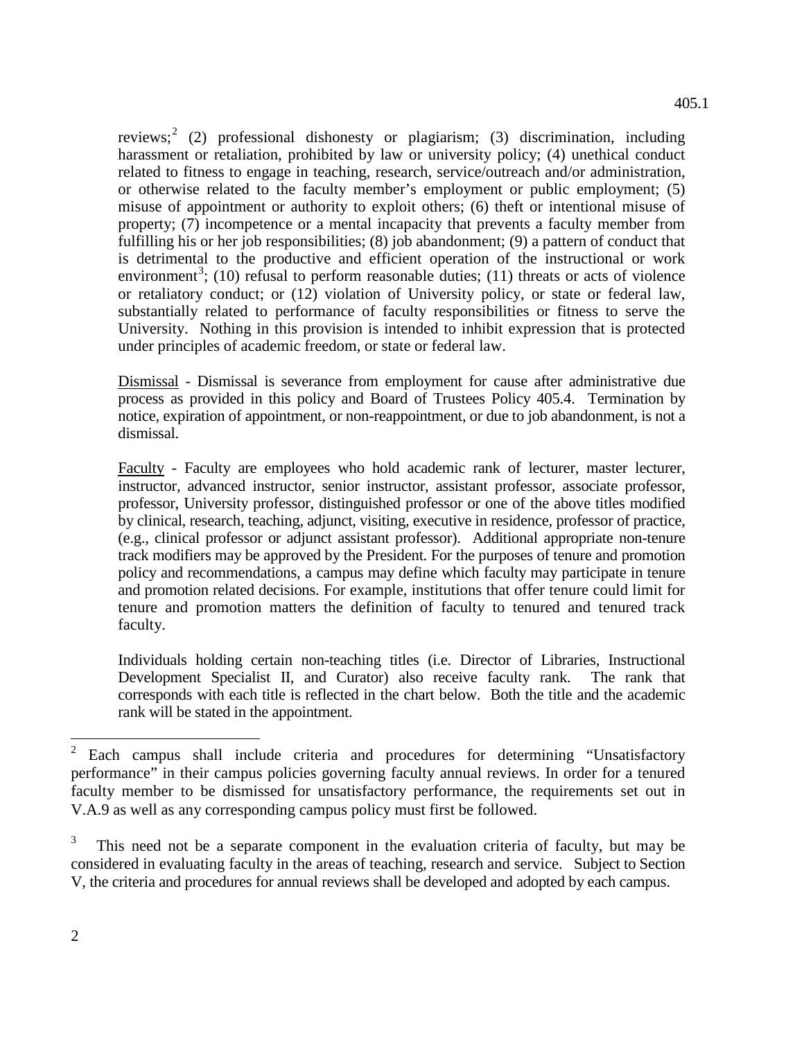reviews;[2] (2) professional dishonesty or plagiarism; (3) discrimination, including harassment or retaliation, prohibited by law or university policy; (4) unethical conduct related to fitness to engage in teaching, research, service/outreach and/or administration, or otherwise related to the faculty member's employment or public employment; (5) misuse of appointment or authority to exploit others; (6) theft or intentional misuse of property; (7) incompetence or a mental incapacity that prevents a faculty member from fulfilling his or her job responsibilities; (8) job abandonment; (9) a pattern of conduct that is detrimental to the productive and efficient operation of the instructional or work environment[3]; (10) refusal to perform reasonable duties; (11) threats or acts of violence or retaliatory conduct; or (12) violation of University policy, or state or federal law, substantially related to performance of faculty responsibilities or fitness to serve the University. Nothing in this provision is intended to inhibit expression that is protected under principles of academic freedom, or state or federal law.

<u>Dismissal</u> - Dismissal is severance from employment for cause after administrative due process as provided in this policy and Board of Trustees Policy 405.4. Termination by notice, expiration of appointment, or non-reappointment, or due to job abandonment, is not a dismissal.

<u>Faculty</u> - Faculty are employees who hold academic rank of lecturer, master lecturer, instructor, advanced instructor, senior instructor, assistant professor, associate professor, professor, University professor, distinguished professor or one of the above titles modified by clinical, research, teaching, adjunct, visiting, executive in residence, professor of practice, (e.g., clinical professor or adjunct assistant professor). Additional appropriate non-tenure track modifiers may be approved by the President. For the purposes of tenure and promotion policy and recommendations, a campus may define which faculty may participate in tenure and promotion related decisions. For example, institutions that offer tenure could limit for tenure and promotion matters the definition of faculty to tenured and tenured track faculty.

Individuals holding certain non-teaching titles (i.e. Director of Libraries, Instructional Development Specialist II, and Curator) also receive faculty rank. The rank that corresponds with each title is reflected in the chart below. Both the title and the academic rank will be stated in the appointment.

---

[2] Each campus shall include criteria and procedures for determining "Unsatisfactory performance" in their campus policies governing faculty annual reviews. In order for a tenured faculty member to be dismissed for unsatisfactory performance, the requirements set out in V.A.9 as well as any corresponding campus policy must first be followed.

[3] This need not be a separate component in the evaluation criteria of faculty, but may be considered in evaluating faculty in the areas of teaching, research and service. Subject to Section V, the criteria and procedures for annual reviews shall be developed and adopted by each campus.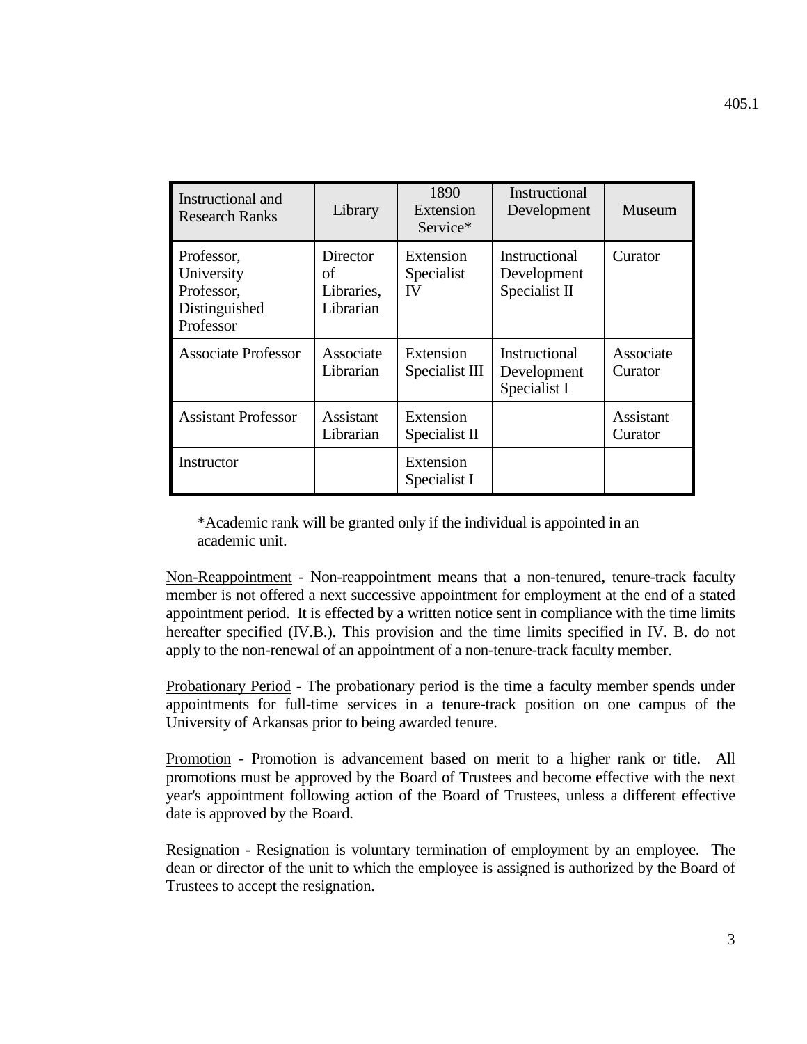| Instructional and Research Ranks | Library | 1890 Extension Service* | Instructional Development | Museum |
|---|---|---|---|---|
| Professor, University Professor, Distinguished Professor | Director of Libraries, Librarian | Extension Specialist IV | Instructional Development Specialist II | Curator |
| Associate Professor | Associate Librarian | Extension Specialist III | Instructional Development Specialist I | Associate Curator |
| Assistant Professor | Assistant Librarian | Extension Specialist II | | Assistant Curator |
| Instructor | | Extension Specialist I | | |

*Academic rank will be granted only if the individual is appointed in an academic unit.

<u>Non-Reappointment</u> - Non-reappointment means that a non-tenured, tenure-track faculty member is not offered a next successive appointment for employment at the end of a stated appointment period. It is effected by a written notice sent in compliance with the time limits hereafter specified (IV.B.). This provision and the time limits specified in IV. B. do not apply to the non-renewal of an appointment of a non-tenure-track faculty member.

<u>Probationary Period</u> - The probationary period is the time a faculty member spends under appointments for full-time services in a tenure-track position on one campus of the University of Arkansas prior to being awarded tenure.

<u>Promotion</u> - Promotion is advancement based on merit to a higher rank or title. All promotions must be approved by the Board of Trustees and become effective with the next year's appointment following action of the Board of Trustees, unless a different effective date is approved by the Board.

<u>Resignation</u> - Resignation is voluntary termination of employment by an employee. The dean or director of the unit to which the employee is assigned is authorized by the Board of Trustees to accept the resignation.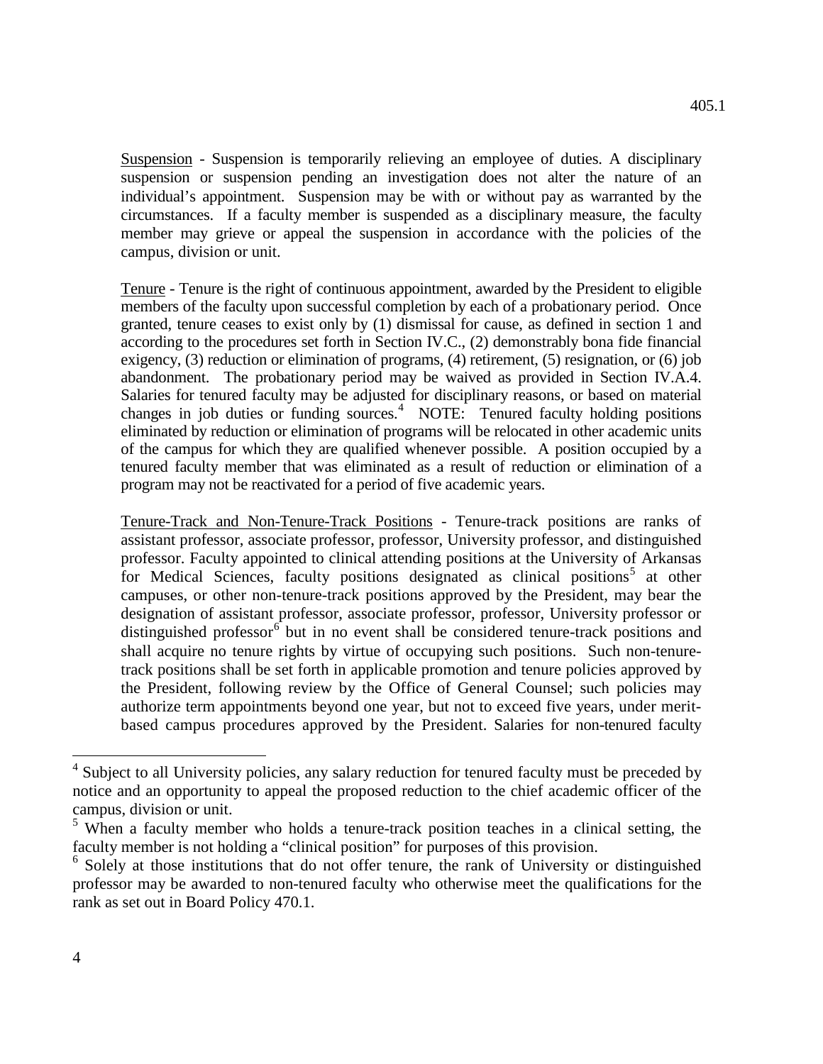Suspension - Suspension is temporarily relieving an employee of duties. A disciplinary suspension or suspension pending an investigation does not alter the nature of an individual's appointment. Suspension may be with or without pay as warranted by the circumstances. If a faculty member is suspended as a disciplinary measure, the faculty member may grieve or appeal the suspension in accordance with the policies of the campus, division or unit.

Tenure - Tenure is the right of continuous appointment, awarded by the President to eligible members of the faculty upon successful completion by each of a probationary period. Once granted, tenure ceases to exist only by (1) dismissal for cause, as defined in section 1 and according to the procedures set forth in Section IV.C., (2) demonstrably bona fide financial exigency, (3) reduction or elimination of programs, (4) retirement, (5) resignation, or (6) job abandonment. The probationary period may be waived as provided in Section IV.A.4. Salaries for tenured faculty may be adjusted for disciplinary reasons, or based on material changes in job duties or funding sources.[4] NOTE: Tenured faculty holding positions eliminated by reduction or elimination of programs will be relocated in other academic units of the campus for which they are qualified whenever possible. A position occupied by a tenured faculty member that was eliminated as a result of reduction or elimination of a program may not be reactivated for a period of five academic years.

Tenure-Track and Non-Tenure-Track Positions - Tenure-track positions are ranks of assistant professor, associate professor, professor, University professor, and distinguished professor. Faculty appointed to clinical attending positions at the University of Arkansas for Medical Sciences, faculty positions designated as clinical positions[5] at other campuses, or other non-tenure-track positions approved by the President, may bear the designation of assistant professor, associate professor, professor, University professor or distinguished professor[6] but in no event shall be considered tenure-track positions and shall acquire no tenure rights by virtue of occupying such positions. Such non-tenure-track positions shall be set forth in applicable promotion and tenure policies approved by the President, following review by the Office of General Counsel; such policies may authorize term appointments beyond one year, but not to exceed five years, under merit-based campus procedures approved by the President. Salaries for non-tenured faculty

---

[4] Subject to all University policies, any salary reduction for tenured faculty must be preceded by notice and an opportunity to appeal the proposed reduction to the chief academic officer of the campus, division or unit.

[5] When a faculty member who holds a tenure-track position teaches in a clinical setting, the faculty member is not holding a "clinical position" for purposes of this provision.

[6] Solely at those institutions that do not offer tenure, the rank of University or distinguished professor may be awarded to non-tenured faculty who otherwise meet the qualifications for the rank as set out in Board Policy 470.1.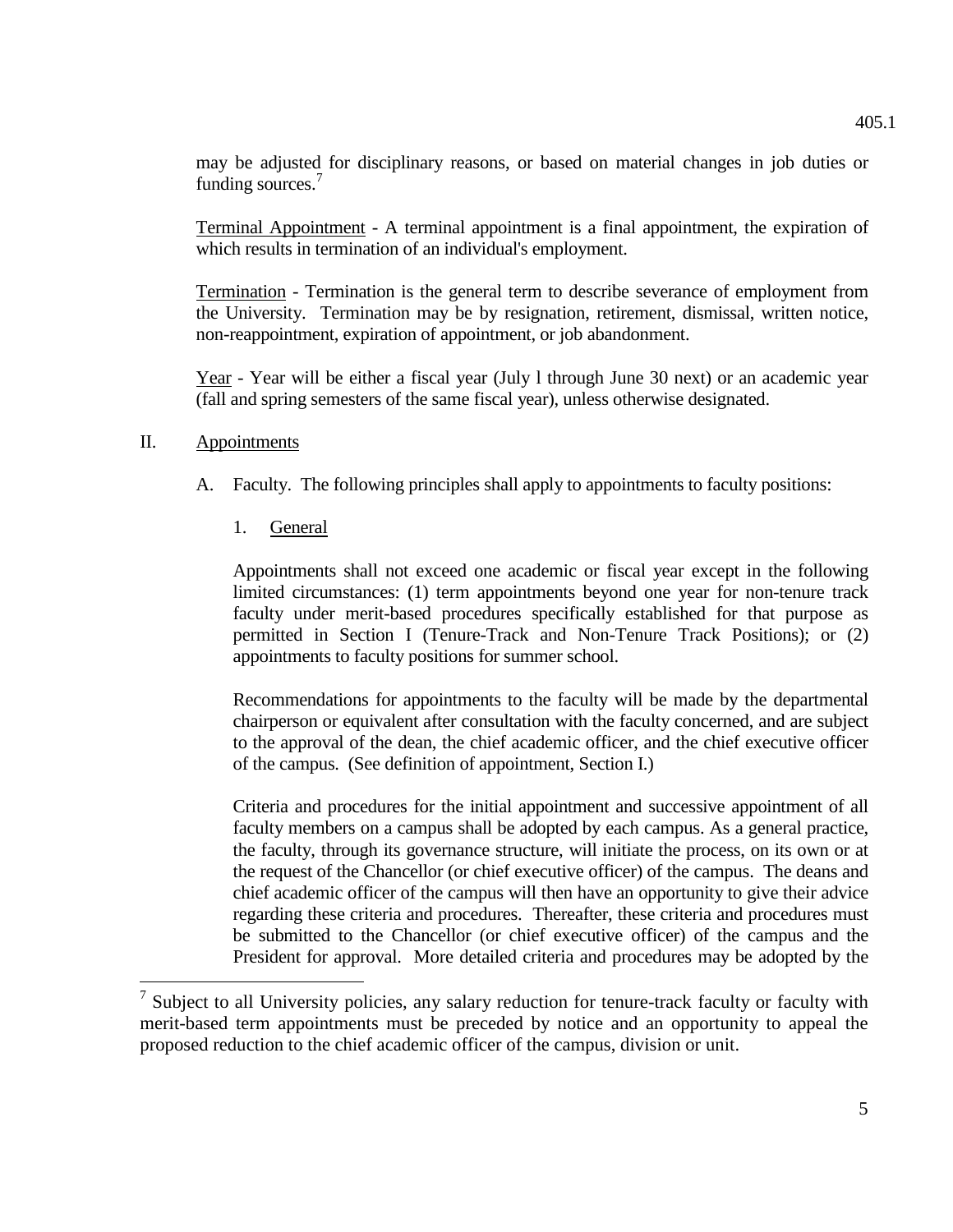may be adjusted for disciplinary reasons, or based on material changes in job duties or funding sources.[7]

Terminal Appointment - A terminal appointment is a final appointment, the expiration of which results in termination of an individual's employment.

Termination - Termination is the general term to describe severance of employment from the University. Termination may be by resignation, retirement, dismissal, written notice, non-reappointment, expiration of appointment, or job abandonment.

Year - Year will be either a fiscal year (July l through June 30 next) or an academic year (fall and spring semesters of the same fiscal year), unless otherwise designated.

## II. Appointments

A. Faculty. The following principles shall apply to appointments to faculty positions:

1. General

Appointments shall not exceed one academic or fiscal year except in the following limited circumstances: (1) term appointments beyond one year for non-tenure track faculty under merit-based procedures specifically established for that purpose as permitted in Section I (Tenure-Track and Non-Tenure Track Positions); or (2) appointments to faculty positions for summer school.

Recommendations for appointments to the faculty will be made by the departmental chairperson or equivalent after consultation with the faculty concerned, and are subject to the approval of the dean, the chief academic officer, and the chief executive officer of the campus. (See definition of appointment, Section I.)

Criteria and procedures for the initial appointment and successive appointment of all faculty members on a campus shall be adopted by each campus. As a general practice, the faculty, through its governance structure, will initiate the process, on its own or at the request of the Chancellor (or chief executive officer) of the campus. The deans and chief academic officer of the campus will then have an opportunity to give their advice regarding these criteria and procedures. Thereafter, these criteria and procedures must be submitted to the Chancellor (or chief executive officer) of the campus and the President for approval. More detailed criteria and procedures may be adopted by the

[7] Subject to all University policies, any salary reduction for tenure-track faculty or faculty with merit-based term appointments must be preceded by notice and an opportunity to appeal the proposed reduction to the chief academic officer of the campus, division or unit.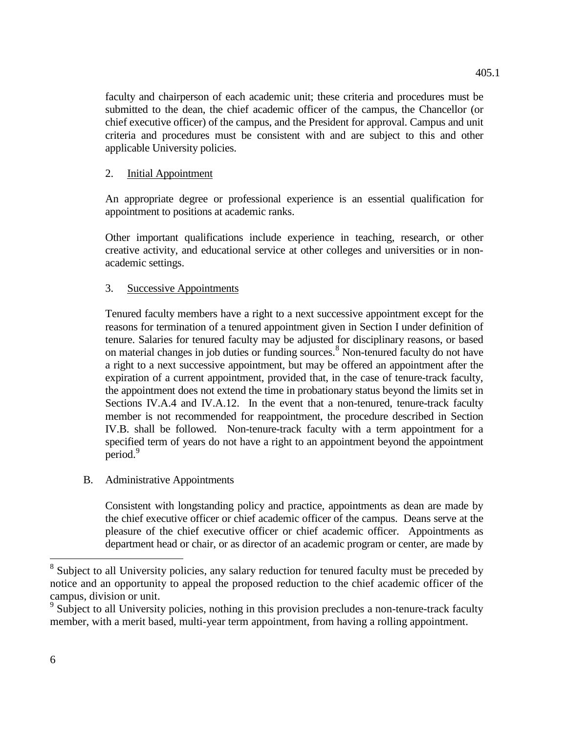faculty and chairperson of each academic unit; these criteria and procedures must be submitted to the dean, the chief academic officer of the campus, the Chancellor (or chief executive officer) of the campus, and the President for approval. Campus and unit criteria and procedures must be consistent with and are subject to this and other applicable University policies.

2. Initial Appointment

An appropriate degree or professional experience is an essential qualification for appointment to positions at academic ranks.

Other important qualifications include experience in teaching, research, or other creative activity, and educational service at other colleges and universities or in non-academic settings.

3. Successive Appointments

Tenured faculty members have a right to a next successive appointment except for the reasons for termination of a tenured appointment given in Section I under definition of tenure. Salaries for tenured faculty may be adjusted for disciplinary reasons, or based on material changes in job duties or funding sources.[8] Non-tenured faculty do not have a right to a next successive appointment, but may be offered an appointment after the expiration of a current appointment, provided that, in the case of tenure-track faculty, the appointment does not extend the time in probationary status beyond the limits set in Sections IV.A.4 and IV.A.12. In the event that a non-tenured, tenure-track faculty member is not recommended for reappointment, the procedure described in Section IV.B. shall be followed. Non-tenure-track faculty with a term appointment for a specified term of years do not have a right to an appointment beyond the appointment period.[9]

B. Administrative Appointments

Consistent with longstanding policy and practice, appointments as dean are made by the chief executive officer or chief academic officer of the campus. Deans serve at the pleasure of the chief executive officer or chief academic officer. Appointments as department head or chair, or as director of an academic program or center, are made by

---

[8] Subject to all University policies, any salary reduction for tenured faculty must be preceded by notice and an opportunity to appeal the proposed reduction to the chief academic officer of the campus, division or unit.

[9] Subject to all University policies, nothing in this provision precludes a non-tenure-track faculty member, with a merit based, multi-year term appointment, from having a rolling appointment.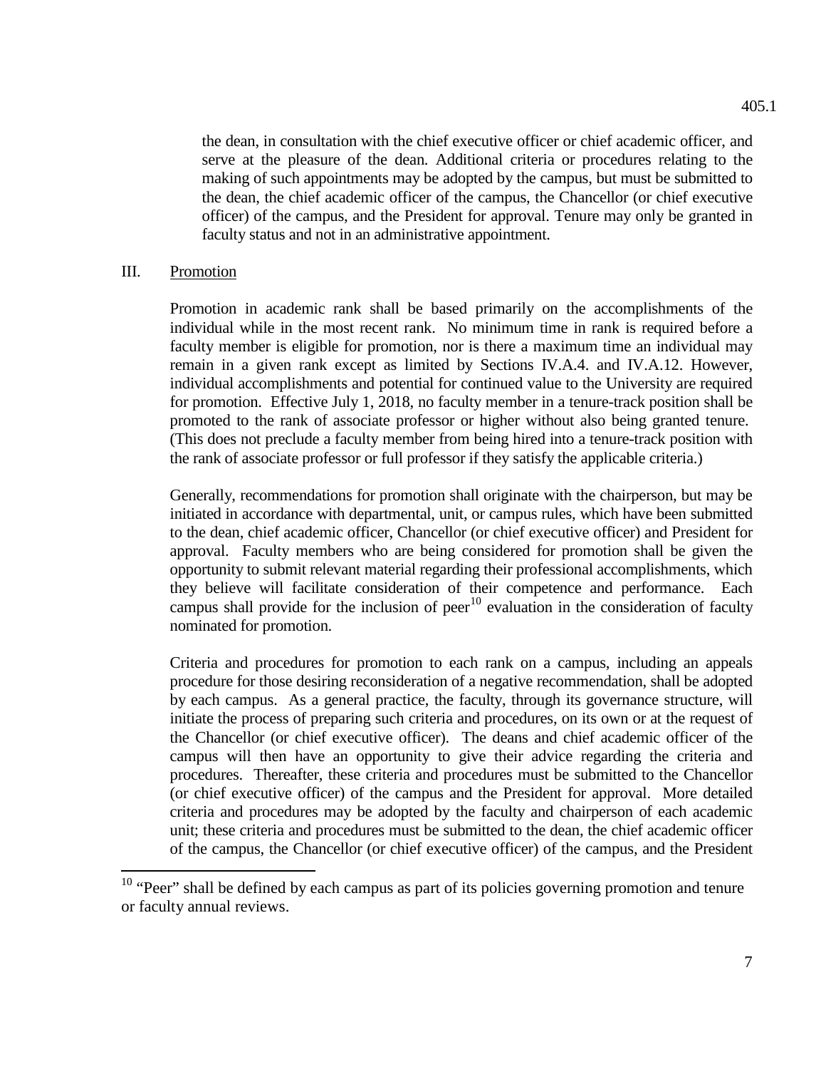the dean, in consultation with the chief executive officer or chief academic officer, and serve at the pleasure of the dean. Additional criteria or procedures relating to the making of such appointments may be adopted by the campus, but must be submitted to the dean, the chief academic officer of the campus, the Chancellor (or chief executive officer) of the campus, and the President for approval. Tenure may only be granted in faculty status and not in an administrative appointment.

## III. Promotion

Promotion in academic rank shall be based primarily on the accomplishments of the individual while in the most recent rank. No minimum time in rank is required before a faculty member is eligible for promotion, nor is there a maximum time an individual may remain in a given rank except as limited by Sections IV.A.4. and IV.A.12. However, individual accomplishments and potential for continued value to the University are required for promotion. Effective July 1, 2018, no faculty member in a tenure-track position shall be promoted to the rank of associate professor or higher without also being granted tenure. (This does not preclude a faculty member from being hired into a tenure-track position with the rank of associate professor or full professor if they satisfy the applicable criteria.)

Generally, recommendations for promotion shall originate with the chairperson, but may be initiated in accordance with departmental, unit, or campus rules, which have been submitted to the dean, chief academic officer, Chancellor (or chief executive officer) and President for approval. Faculty members who are being considered for promotion shall be given the opportunity to submit relevant material regarding their professional accomplishments, which they believe will facilitate consideration of their competence and performance. Each campus shall provide for the inclusion of peer[10] evaluation in the consideration of faculty nominated for promotion.

Criteria and procedures for promotion to each rank on a campus, including an appeals procedure for those desiring reconsideration of a negative recommendation, shall be adopted by each campus. As a general practice, the faculty, through its governance structure, will initiate the process of preparing such criteria and procedures, on its own or at the request of the Chancellor (or chief executive officer). The deans and chief academic officer of the campus will then have an opportunity to give their advice regarding the criteria and procedures. Thereafter, these criteria and procedures must be submitted to the Chancellor (or chief executive officer) of the campus and the President for approval. More detailed criteria and procedures may be adopted by the faculty and chairperson of each academic unit; these criteria and procedures must be submitted to the dean, the chief academic officer of the campus, the Chancellor (or chief executive officer) of the campus, and the President

---

[10] "Peer" shall be defined by each campus as part of its policies governing promotion and tenure or faculty annual reviews.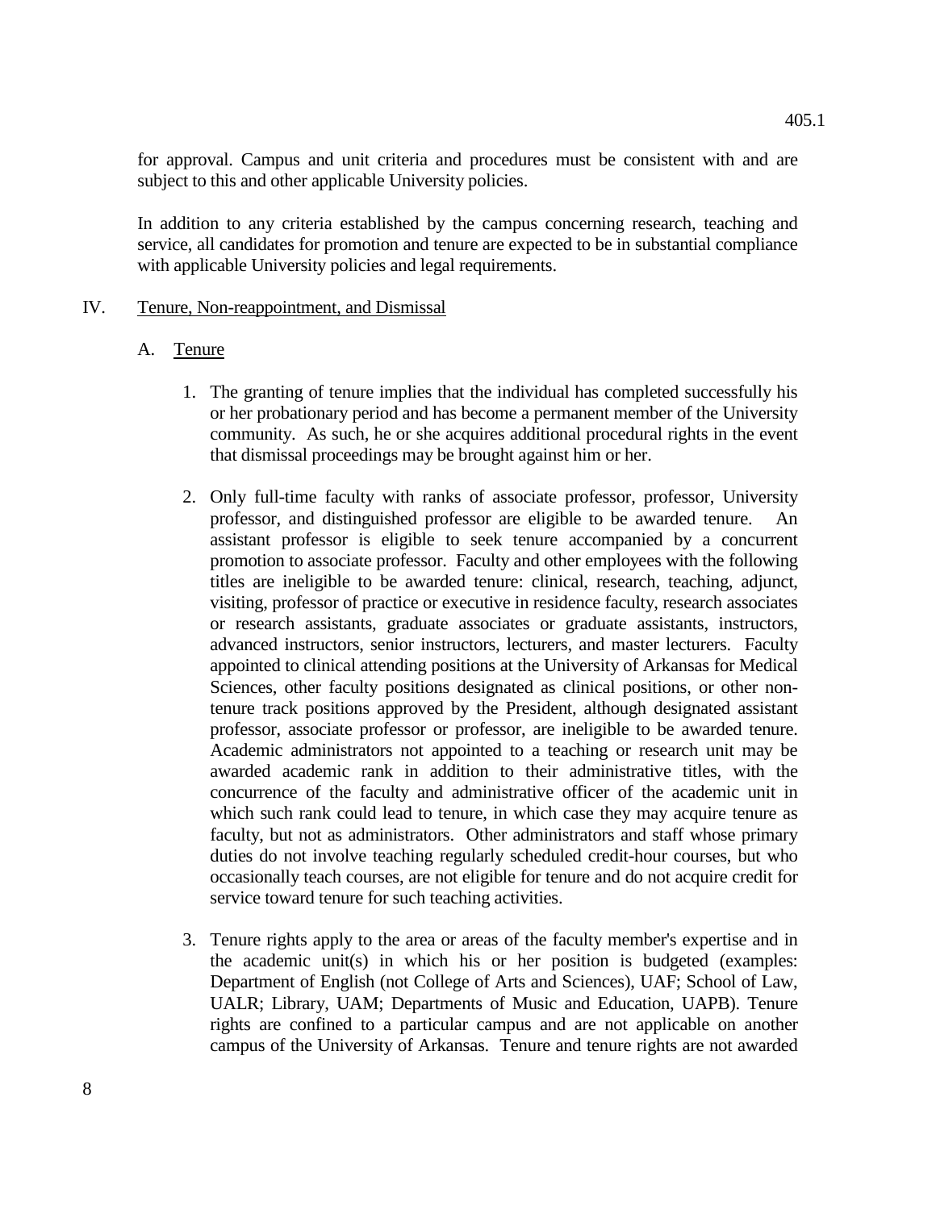for approval. Campus and unit criteria and procedures must be consistent with and are subject to this and other applicable University policies.

In addition to any criteria established by the campus concerning research, teaching and service, all candidates for promotion and tenure are expected to be in substantial compliance with applicable University policies and legal requirements.

## IV. Tenure, Non-reappointment, and Dismissal

### A. Tenure

1. The granting of tenure implies that the individual has completed successfully his or her probationary period and has become a permanent member of the University community. As such, he or she acquires additional procedural rights in the event that dismissal proceedings may be brought against him or her.

2. Only full-time faculty with ranks of associate professor, professor, University professor, and distinguished professor are eligible to be awarded tenure. An assistant professor is eligible to seek tenure accompanied by a concurrent promotion to associate professor. Faculty and other employees with the following titles are ineligible to be awarded tenure: clinical, research, teaching, adjunct, visiting, professor of practice or executive in residence faculty, research associates or research assistants, graduate associates or graduate assistants, instructors, advanced instructors, senior instructors, lecturers, and master lecturers. Faculty appointed to clinical attending positions at the University of Arkansas for Medical Sciences, other faculty positions designated as clinical positions, or other non-tenure track positions approved by the President, although designated assistant professor, associate professor or professor, are ineligible to be awarded tenure. Academic administrators not appointed to a teaching or research unit may be awarded academic rank in addition to their administrative titles, with the concurrence of the faculty and administrative officer of the academic unit in which such rank could lead to tenure, in which case they may acquire tenure as faculty, but not as administrators. Other administrators and staff whose primary duties do not involve teaching regularly scheduled credit-hour courses, but who occasionally teach courses, are not eligible for tenure and do not acquire credit for service toward tenure for such teaching activities.

3. Tenure rights apply to the area or areas of the faculty member's expertise and in the academic unit(s) in which his or her position is budgeted (examples: Department of English (not College of Arts and Sciences), UAF; School of Law, UALR; Library, UAM; Departments of Music and Education, UAPB). Tenure rights are confined to a particular campus and are not applicable on another campus of the University of Arkansas. Tenure and tenure rights are not awarded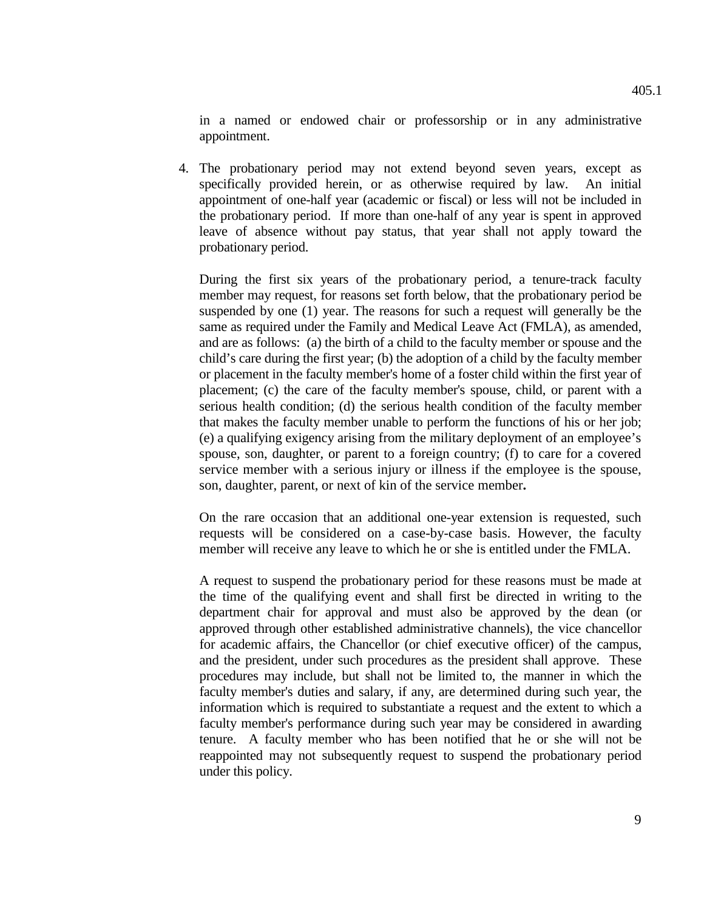in a named or endowed chair or professorship or in any administrative appointment.

4. The probationary period may not extend beyond seven years, except as specifically provided herein, or as otherwise required by law. An initial appointment of one-half year (academic or fiscal) or less will not be included in the probationary period. If more than one-half of any year is spent in approved leave of absence without pay status, that year shall not apply toward the probationary period.

   During the first six years of the probationary period, a tenure-track faculty member may request, for reasons set forth below, that the probationary period be suspended by one (1) year. The reasons for such a request will generally be the same as required under the Family and Medical Leave Act (FMLA), as amended, and are as follows: (a) the birth of a child to the faculty member or spouse and the child's care during the first year; (b) the adoption of a child by the faculty member or placement in the faculty member's home of a foster child within the first year of placement; (c) the care of the faculty member's spouse, child, or parent with a serious health condition; (d) the serious health condition of the faculty member that makes the faculty member unable to perform the functions of his or her job; (e) a qualifying exigency arising from the military deployment of an employee's spouse, son, daughter, or parent to a foreign country; (f) to care for a covered service member with a serious injury or illness if the employee is the spouse, son, daughter, parent, or next of kin of the service member**.**

   On the rare occasion that an additional one-year extension is requested, such requests will be considered on a case-by-case basis. However, the faculty member will receive any leave to which he or she is entitled under the FMLA.

   A request to suspend the probationary period for these reasons must be made at the time of the qualifying event and shall first be directed in writing to the department chair for approval and must also be approved by the dean (or approved through other established administrative channels), the vice chancellor for academic affairs, the Chancellor (or chief executive officer) of the campus, and the president, under such procedures as the president shall approve. These procedures may include, but shall not be limited to, the manner in which the faculty member's duties and salary, if any, are determined during such year, the information which is required to substantiate a request and the extent to which a faculty member's performance during such year may be considered in awarding tenure. A faculty member who has been notified that he or she will not be reappointed may not subsequently request to suspend the probationary period under this policy.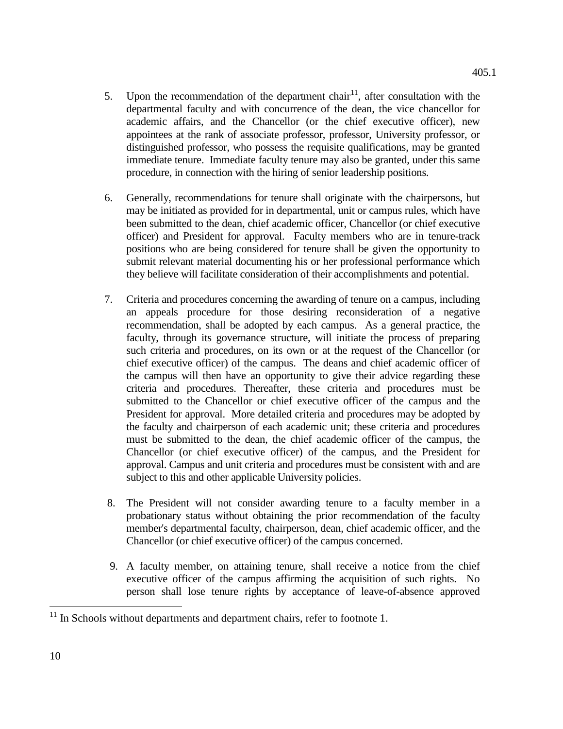5. Upon the recommendation of the department chair[11], after consultation with the departmental faculty and with concurrence of the dean, the vice chancellor for academic affairs, and the Chancellor (or the chief executive officer), new appointees at the rank of associate professor, professor, University professor, or distinguished professor, who possess the requisite qualifications, may be granted immediate tenure. Immediate faculty tenure may also be granted, under this same procedure, in connection with the hiring of senior leadership positions.

6. Generally, recommendations for tenure shall originate with the chairpersons, but may be initiated as provided for in departmental, unit or campus rules, which have been submitted to the dean, chief academic officer, Chancellor (or chief executive officer) and President for approval. Faculty members who are in tenure-track positions who are being considered for tenure shall be given the opportunity to submit relevant material documenting his or her professional performance which they believe will facilitate consideration of their accomplishments and potential.

7. Criteria and procedures concerning the awarding of tenure on a campus, including an appeals procedure for those desiring reconsideration of a negative recommendation, shall be adopted by each campus. As a general practice, the faculty, through its governance structure, will initiate the process of preparing such criteria and procedures, on its own or at the request of the Chancellor (or chief executive officer) of the campus. The deans and chief academic officer of the campus will then have an opportunity to give their advice regarding these criteria and procedures. Thereafter, these criteria and procedures must be submitted to the Chancellor or chief executive officer of the campus and the President for approval. More detailed criteria and procedures may be adopted by the faculty and chairperson of each academic unit; these criteria and procedures must be submitted to the dean, the chief academic officer of the campus, the Chancellor (or chief executive officer) of the campus, and the President for approval. Campus and unit criteria and procedures must be consistent with and are subject to this and other applicable University policies.

8. The President will not consider awarding tenure to a faculty member in a probationary status without obtaining the prior recommendation of the faculty member's departmental faculty, chairperson, dean, chief academic officer, and the Chancellor (or chief executive officer) of the campus concerned.

9. A faculty member, on attaining tenure, shall receive a notice from the chief executive officer of the campus affirming the acquisition of such rights. No person shall lose tenure rights by acceptance of leave-of-absence approved

---

[11] In Schools without departments and department chairs, refer to footnote 1.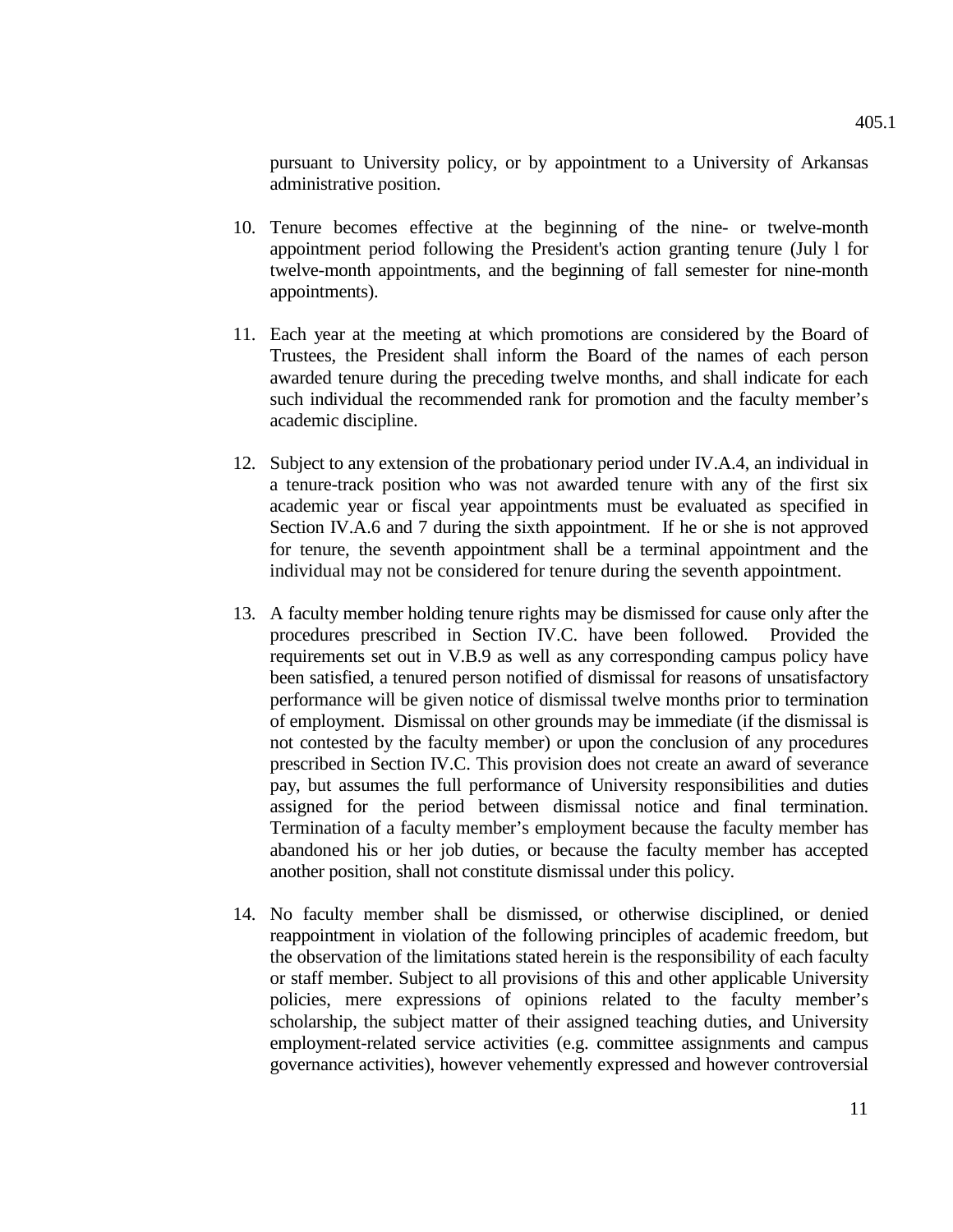pursuant to University policy, or by appointment to a University of Arkansas administrative position.

10. Tenure becomes effective at the beginning of the nine- or twelve-month appointment period following the President's action granting tenure (July l for twelve-month appointments, and the beginning of fall semester for nine-month appointments).

11. Each year at the meeting at which promotions are considered by the Board of Trustees, the President shall inform the Board of the names of each person awarded tenure during the preceding twelve months, and shall indicate for each such individual the recommended rank for promotion and the faculty member's academic discipline.

12. Subject to any extension of the probationary period under IV.A.4, an individual in a tenure-track position who was not awarded tenure with any of the first six academic year or fiscal year appointments must be evaluated as specified in Section IV.A.6 and 7 during the sixth appointment. If he or she is not approved for tenure, the seventh appointment shall be a terminal appointment and the individual may not be considered for tenure during the seventh appointment.

13. A faculty member holding tenure rights may be dismissed for cause only after the procedures prescribed in Section IV.C. have been followed. Provided the requirements set out in V.B.9 as well as any corresponding campus policy have been satisfied, a tenured person notified of dismissal for reasons of unsatisfactory performance will be given notice of dismissal twelve months prior to termination of employment. Dismissal on other grounds may be immediate (if the dismissal is not contested by the faculty member) or upon the conclusion of any procedures prescribed in Section IV.C. This provision does not create an award of severance pay, but assumes the full performance of University responsibilities and duties assigned for the period between dismissal notice and final termination. Termination of a faculty member's employment because the faculty member has abandoned his or her job duties, or because the faculty member has accepted another position, shall not constitute dismissal under this policy.

14. No faculty member shall be dismissed, or otherwise disciplined, or denied reappointment in violation of the following principles of academic freedom, but the observation of the limitations stated herein is the responsibility of each faculty or staff member. Subject to all provisions of this and other applicable University policies, mere expressions of opinions related to the faculty member's scholarship, the subject matter of their assigned teaching duties, and University employment-related service activities (e.g. committee assignments and campus governance activities), however vehemently expressed and however controversial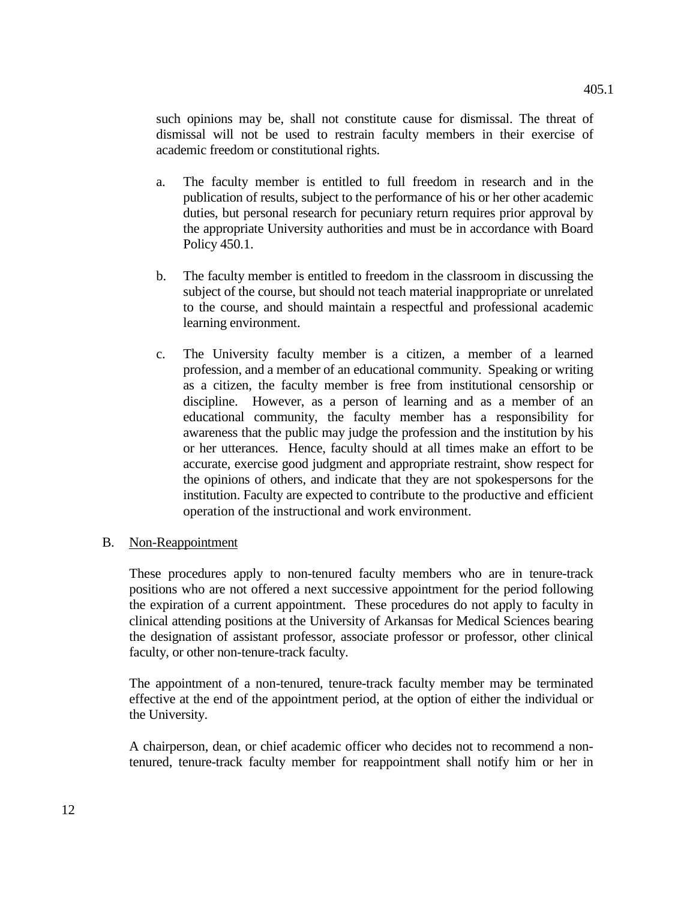such opinions may be, shall not constitute cause for dismissal. The threat of dismissal will not be used to restrain faculty members in their exercise of academic freedom or constitutional rights.

a. The faculty member is entitled to full freedom in research and in the publication of results, subject to the performance of his or her other academic duties, but personal research for pecuniary return requires prior approval by the appropriate University authorities and must be in accordance with Board Policy 450.1.

b. The faculty member is entitled to freedom in the classroom in discussing the subject of the course, but should not teach material inappropriate or unrelated to the course, and should maintain a respectful and professional academic learning environment.

c. The University faculty member is a citizen, a member of a learned profession, and a member of an educational community. Speaking or writing as a citizen, the faculty member is free from institutional censorship or discipline. However, as a person of learning and as a member of an educational community, the faculty member has a responsibility for awareness that the public may judge the profession and the institution by his or her utterances. Hence, faculty should at all times make an effort to be accurate, exercise good judgment and appropriate restraint, show respect for the opinions of others, and indicate that they are not spokespersons for the institution. Faculty are expected to contribute to the productive and efficient operation of the instructional and work environment.

B. Non-Reappointment

These procedures apply to non-tenured faculty members who are in tenure-track positions who are not offered a next successive appointment for the period following the expiration of a current appointment. These procedures do not apply to faculty in clinical attending positions at the University of Arkansas for Medical Sciences bearing the designation of assistant professor, associate professor or professor, other clinical faculty, or other non-tenure-track faculty.

The appointment of a non-tenured, tenure-track faculty member may be terminated effective at the end of the appointment period, at the option of either the individual or the University.

A chairperson, dean, or chief academic officer who decides not to recommend a non-tenured, tenure-track faculty member for reappointment shall notify him or her in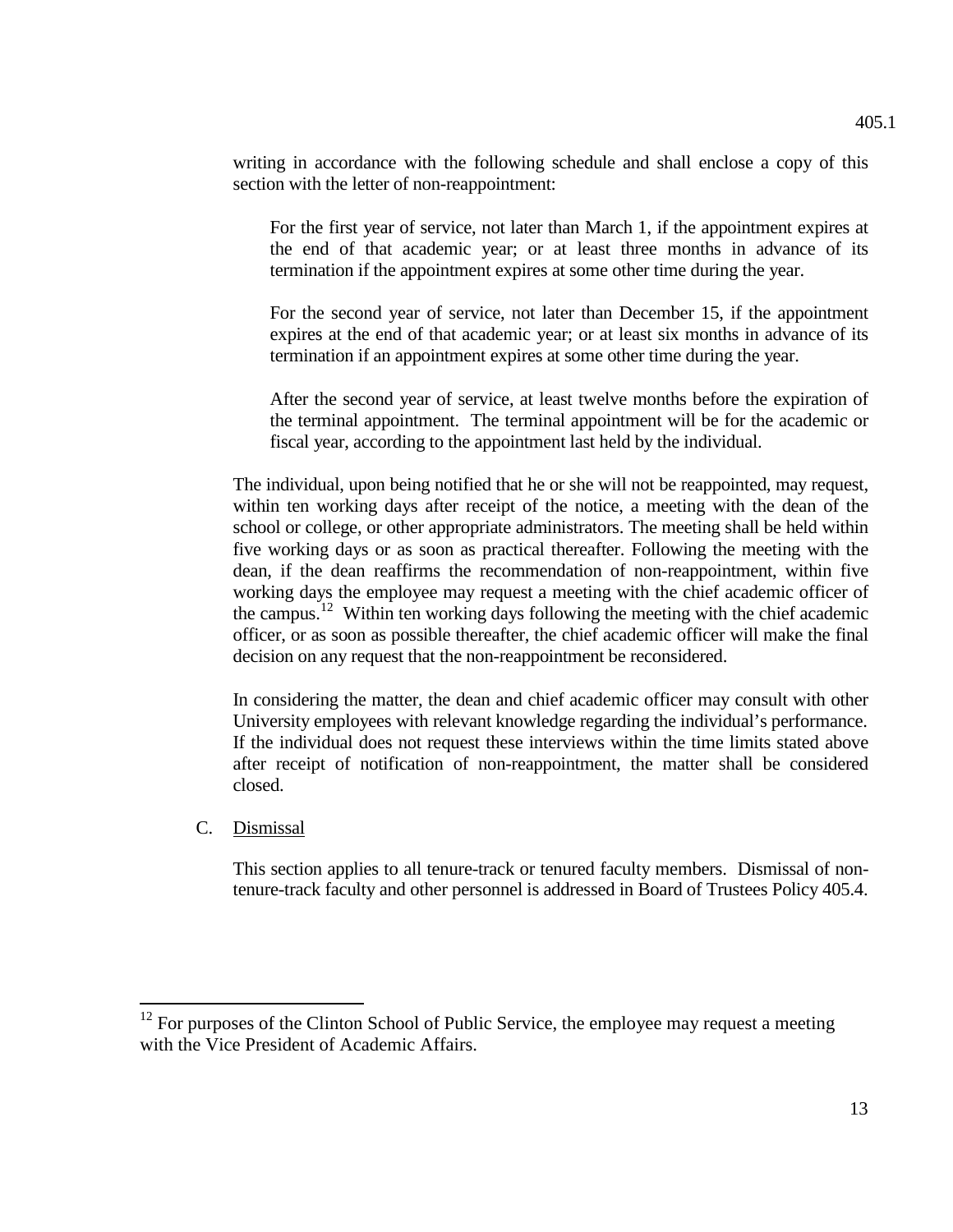writing in accordance with the following schedule and shall enclose a copy of this section with the letter of non-reappointment:

For the first year of service, not later than March 1, if the appointment expires at the end of that academic year; or at least three months in advance of its termination if the appointment expires at some other time during the year.

For the second year of service, not later than December 15, if the appointment expires at the end of that academic year; or at least six months in advance of its termination if an appointment expires at some other time during the year.

After the second year of service, at least twelve months before the expiration of the terminal appointment. The terminal appointment will be for the academic or fiscal year, according to the appointment last held by the individual.

The individual, upon being notified that he or she will not be reappointed, may request, within ten working days after receipt of the notice, a meeting with the dean of the school or college, or other appropriate administrators. The meeting shall be held within five working days or as soon as practical thereafter. Following the meeting with the dean, if the dean reaffirms the recommendation of non-reappointment, within five working days the employee may request a meeting with the chief academic officer of the campus.[12] Within ten working days following the meeting with the chief academic officer, or as soon as possible thereafter, the chief academic officer will make the final decision on any request that the non-reappointment be reconsidered.

In considering the matter, the dean and chief academic officer may consult with other University employees with relevant knowledge regarding the individual's performance. If the individual does not request these interviews within the time limits stated above after receipt of notification of non-reappointment, the matter shall be considered closed.

C. Dismissal

This section applies to all tenure-track or tenured faculty members. Dismissal of non-tenure-track faculty and other personnel is addressed in Board of Trustees Policy 405.4.

[12] For purposes of the Clinton School of Public Service, the employee may request a meeting with the Vice President of Academic Affairs.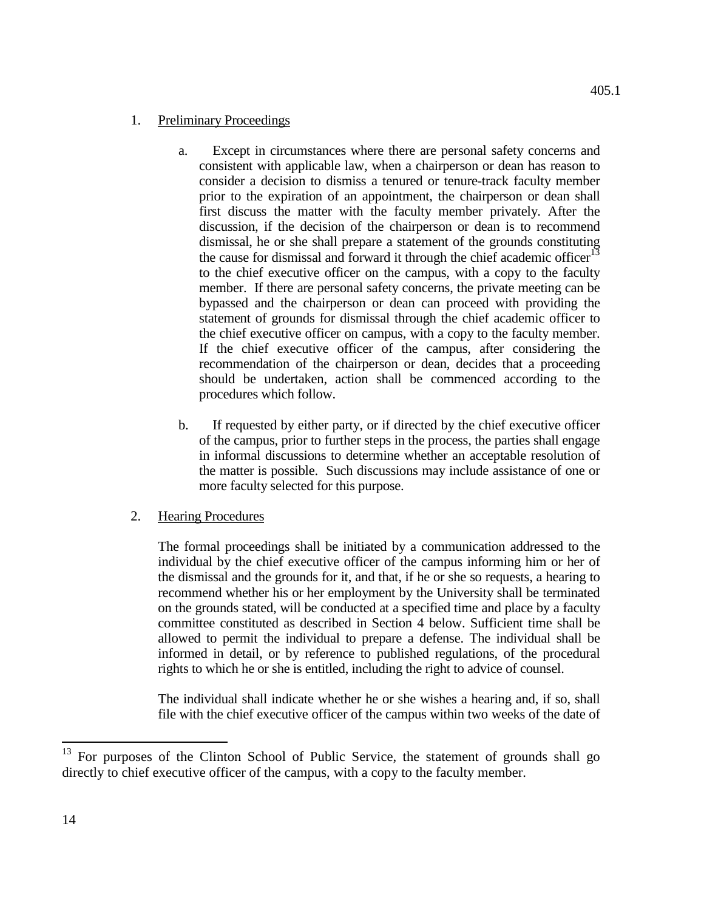1. Preliminary Proceedings

   a. Except in circumstances where there are personal safety concerns and consistent with applicable law, when a chairperson or dean has reason to consider a decision to dismiss a tenured or tenure-track faculty member prior to the expiration of an appointment, the chairperson or dean shall first discuss the matter with the faculty member privately. After the discussion, if the decision of the chairperson or dean is to recommend dismissal, he or she shall prepare a statement of the grounds constituting the cause for dismissal and forward it through the chief academic officer[13] to the chief executive officer on the campus, with a copy to the faculty member. If there are personal safety concerns, the private meeting can be bypassed and the chairperson or dean can proceed with providing the statement of grounds for dismissal through the chief academic officer to the chief executive officer on campus, with a copy to the faculty member. If the chief executive officer of the campus, after considering the recommendation of the chairperson or dean, decides that a proceeding should be undertaken, action shall be commenced according to the procedures which follow.

   b. If requested by either party, or if directed by the chief executive officer of the campus, prior to further steps in the process, the parties shall engage in informal discussions to determine whether an acceptable resolution of the matter is possible. Such discussions may include assistance of one or more faculty selected for this purpose.

2. Hearing Procedures

   The formal proceedings shall be initiated by a communication addressed to the individual by the chief executive officer of the campus informing him or her of the dismissal and the grounds for it, and that, if he or she so requests, a hearing to recommend whether his or her employment by the University shall be terminated on the grounds stated, will be conducted at a specified time and place by a faculty committee constituted as described in Section 4 below. Sufficient time shall be allowed to permit the individual to prepare a defense. The individual shall be informed in detail, or by reference to published regulations, of the procedural rights to which he or she is entitled, including the right to advice of counsel.

   The individual shall indicate whether he or she wishes a hearing and, if so, shall file with the chief executive officer of the campus within two weeks of the date of

---

[13] For purposes of the Clinton School of Public Service, the statement of grounds shall go directly to chief executive officer of the campus, with a copy to the faculty member.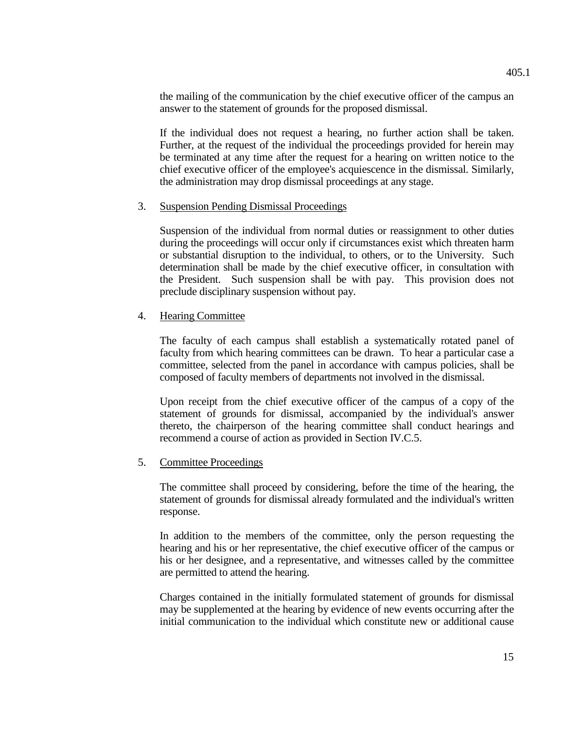the mailing of the communication by the chief executive officer of the campus an answer to the statement of grounds for the proposed dismissal.

If the individual does not request a hearing, no further action shall be taken. Further, at the request of the individual the proceedings provided for herein may be terminated at any time after the request for a hearing on written notice to the chief executive officer of the employee's acquiescence in the dismissal. Similarly, the administration may drop dismissal proceedings at any stage.

3. <u>Suspension Pending Dismissal Proceedings</u>

   Suspension of the individual from normal duties or reassignment to other duties during the proceedings will occur only if circumstances exist which threaten harm or substantial disruption to the individual, to others, or to the University. Such determination shall be made by the chief executive officer, in consultation with the President. Such suspension shall be with pay. This provision does not preclude disciplinary suspension without pay.

4. <u>Hearing Committee</u>

   The faculty of each campus shall establish a systematically rotated panel of faculty from which hearing committees can be drawn. To hear a particular case a committee, selected from the panel in accordance with campus policies, shall be composed of faculty members of departments not involved in the dismissal.

   Upon receipt from the chief executive officer of the campus of a copy of the statement of grounds for dismissal, accompanied by the individual's answer thereto, the chairperson of the hearing committee shall conduct hearings and recommend a course of action as provided in Section IV.C.5.

5. <u>Committee Proceedings</u>

   The committee shall proceed by considering, before the time of the hearing, the statement of grounds for dismissal already formulated and the individual's written response.

   In addition to the members of the committee, only the person requesting the hearing and his or her representative, the chief executive officer of the campus or his or her designee, and a representative, and witnesses called by the committee are permitted to attend the hearing.

   Charges contained in the initially formulated statement of grounds for dismissal may be supplemented at the hearing by evidence of new events occurring after the initial communication to the individual which constitute new or additional cause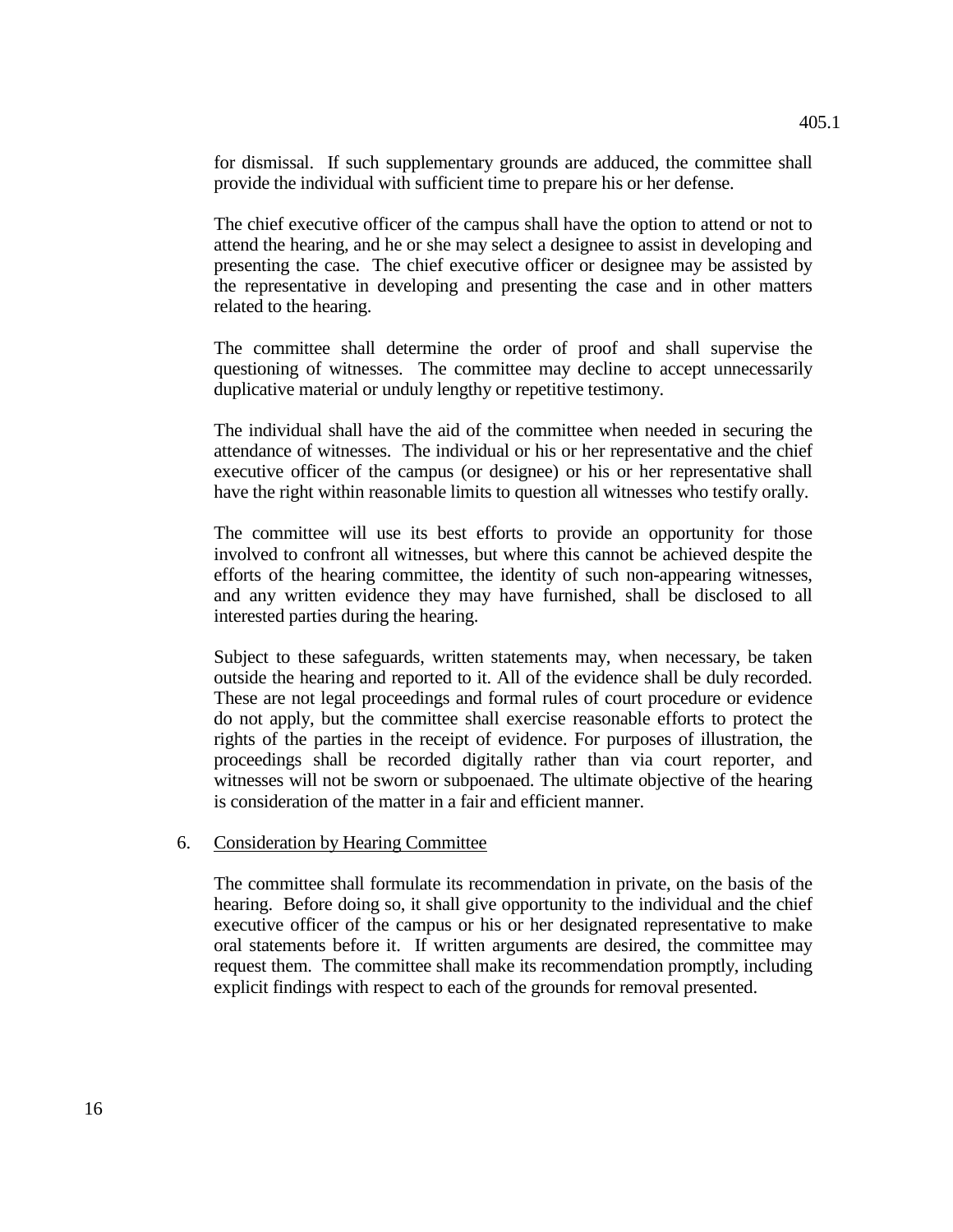for dismissal. If such supplementary grounds are adduced, the committee shall provide the individual with sufficient time to prepare his or her defense.

The chief executive officer of the campus shall have the option to attend or not to attend the hearing, and he or she may select a designee to assist in developing and presenting the case. The chief executive officer or designee may be assisted by the representative in developing and presenting the case and in other matters related to the hearing.

The committee shall determine the order of proof and shall supervise the questioning of witnesses. The committee may decline to accept unnecessarily duplicative material or unduly lengthy or repetitive testimony.

The individual shall have the aid of the committee when needed in securing the attendance of witnesses. The individual or his or her representative and the chief executive officer of the campus (or designee) or his or her representative shall have the right within reasonable limits to question all witnesses who testify orally.

The committee will use its best efforts to provide an opportunity for those involved to confront all witnesses, but where this cannot be achieved despite the efforts of the hearing committee, the identity of such non-appearing witnesses, and any written evidence they may have furnished, shall be disclosed to all interested parties during the hearing.

Subject to these safeguards, written statements may, when necessary, be taken outside the hearing and reported to it. All of the evidence shall be duly recorded. These are not legal proceedings and formal rules of court procedure or evidence do not apply, but the committee shall exercise reasonable efforts to protect the rights of the parties in the receipt of evidence. For purposes of illustration, the proceedings shall be recorded digitally rather than via court reporter, and witnesses will not be sworn or subpoenaed. The ultimate objective of the hearing is consideration of the matter in a fair and efficient manner.

6. Consideration by Hearing Committee

The committee shall formulate its recommendation in private, on the basis of the hearing. Before doing so, it shall give opportunity to the individual and the chief executive officer of the campus or his or her designated representative to make oral statements before it. If written arguments are desired, the committee may request them. The committee shall make its recommendation promptly, including explicit findings with respect to each of the grounds for removal presented.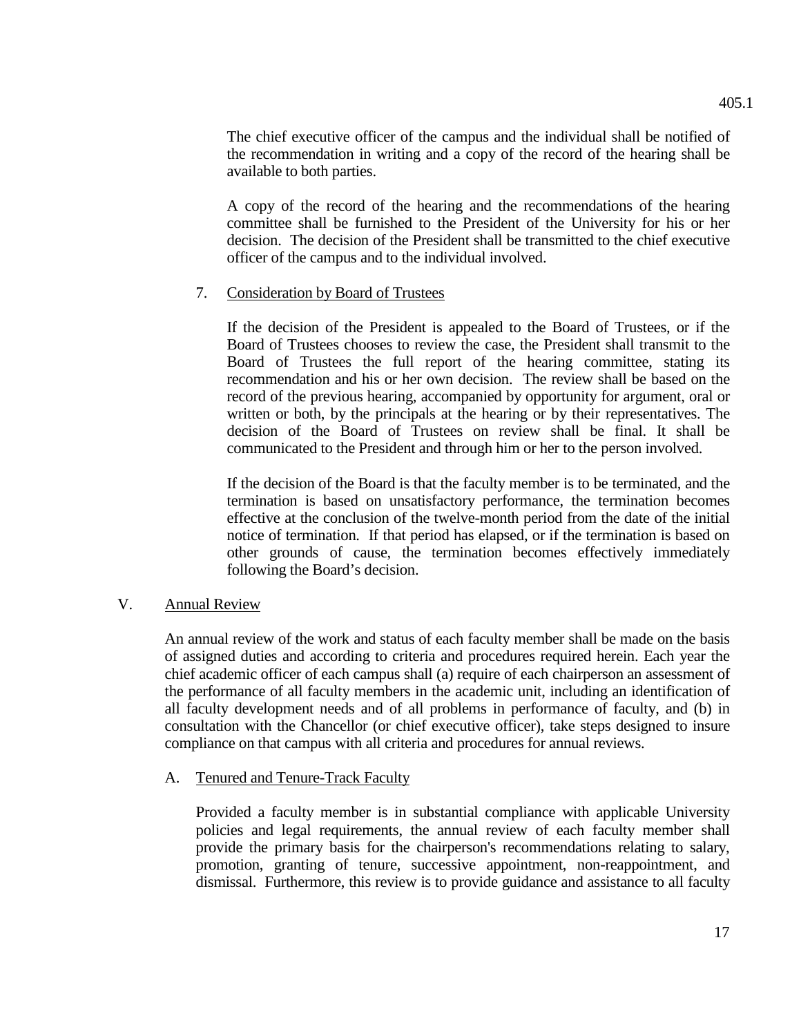The chief executive officer of the campus and the individual shall be notified of the recommendation in writing and a copy of the record of the hearing shall be available to both parties.

A copy of the record of the hearing and the recommendations of the hearing committee shall be furnished to the President of the University for his or her decision. The decision of the President shall be transmitted to the chief executive officer of the campus and to the individual involved.

7. Consideration by Board of Trustees

If the decision of the President is appealed to the Board of Trustees, or if the Board of Trustees chooses to review the case, the President shall transmit to the Board of Trustees the full report of the hearing committee, stating its recommendation and his or her own decision. The review shall be based on the record of the previous hearing, accompanied by opportunity for argument, oral or written or both, by the principals at the hearing or by their representatives. The decision of the Board of Trustees on review shall be final. It shall be communicated to the President and through him or her to the person involved.

If the decision of the Board is that the faculty member is to be terminated, and the termination is based on unsatisfactory performance, the termination becomes effective at the conclusion of the twelve-month period from the date of the initial notice of termination. If that period has elapsed, or if the termination is based on other grounds of cause, the termination becomes effectively immediately following the Board's decision.

## V. Annual Review

An annual review of the work and status of each faculty member shall be made on the basis of assigned duties and according to criteria and procedures required herein. Each year the chief academic officer of each campus shall (a) require of each chairperson an assessment of the performance of all faculty members in the academic unit, including an identification of all faculty development needs and of all problems in performance of faculty, and (b) in consultation with the Chancellor (or chief executive officer), take steps designed to insure compliance on that campus with all criteria and procedures for annual reviews.

### A. Tenured and Tenure-Track Faculty

Provided a faculty member is in substantial compliance with applicable University policies and legal requirements, the annual review of each faculty member shall provide the primary basis for the chairperson's recommendations relating to salary, promotion, granting of tenure, successive appointment, non-reappointment, and dismissal. Furthermore, this review is to provide guidance and assistance to all faculty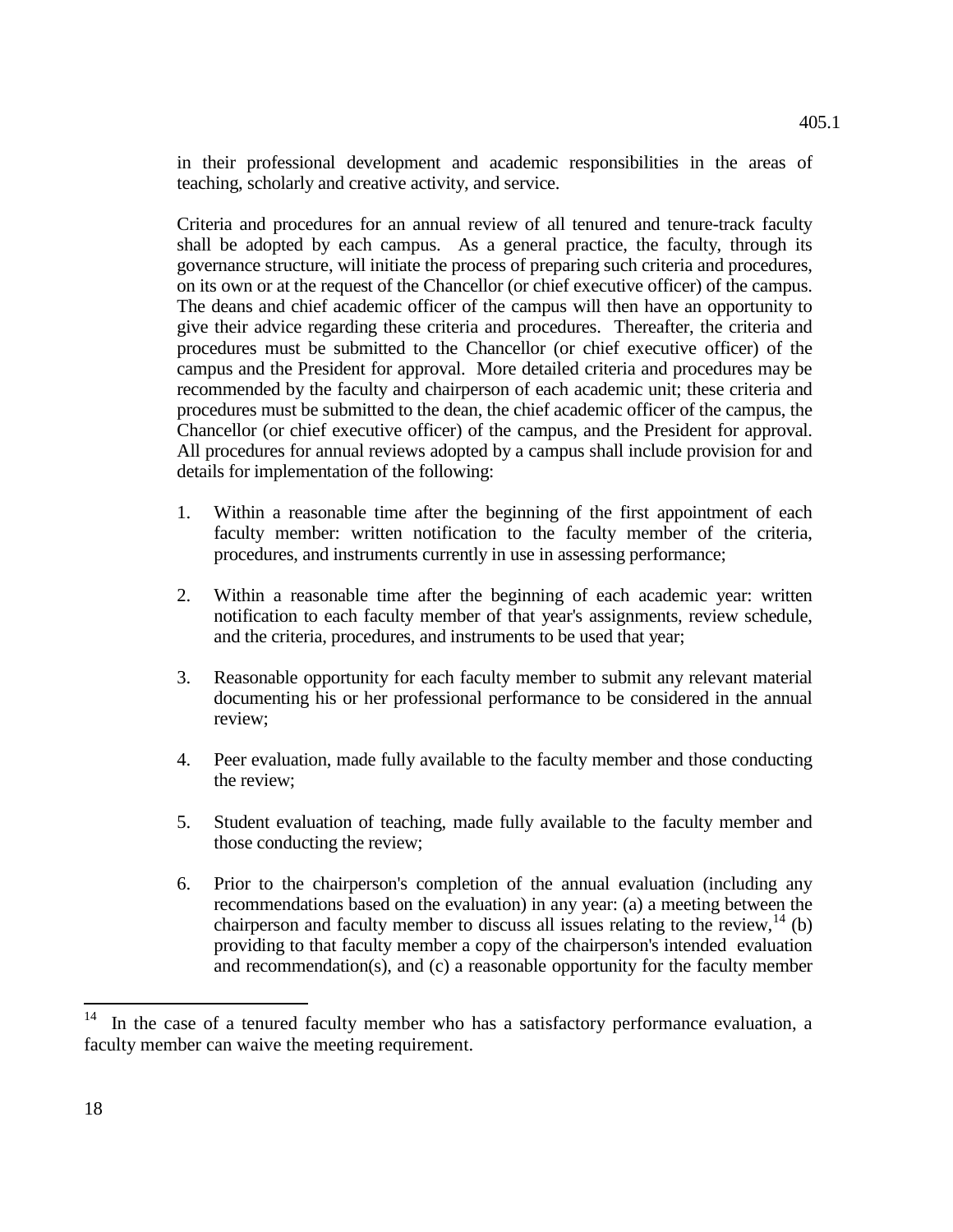in their professional development and academic responsibilities in the areas of teaching, scholarly and creative activity, and service.

Criteria and procedures for an annual review of all tenured and tenure-track faculty shall be adopted by each campus. As a general practice, the faculty, through its governance structure, will initiate the process of preparing such criteria and procedures, on its own or at the request of the Chancellor (or chief executive officer) of the campus. The deans and chief academic officer of the campus will then have an opportunity to give their advice regarding these criteria and procedures. Thereafter, the criteria and procedures must be submitted to the Chancellor (or chief executive officer) of the campus and the President for approval. More detailed criteria and procedures may be recommended by the faculty and chairperson of each academic unit; these criteria and procedures must be submitted to the dean, the chief academic officer of the campus, the Chancellor (or chief executive officer) of the campus, and the President for approval. All procedures for annual reviews adopted by a campus shall include provision for and details for implementation of the following:

1. Within a reasonable time after the beginning of the first appointment of each faculty member: written notification to the faculty member of the criteria, procedures, and instruments currently in use in assessing performance;

2. Within a reasonable time after the beginning of each academic year: written notification to each faculty member of that year's assignments, review schedule, and the criteria, procedures, and instruments to be used that year;

3. Reasonable opportunity for each faculty member to submit any relevant material documenting his or her professional performance to be considered in the annual review;

4. Peer evaluation, made fully available to the faculty member and those conducting the review;

5. Student evaluation of teaching, made fully available to the faculty member and those conducting the review;

6. Prior to the chairperson's completion of the annual evaluation (including any recommendations based on the evaluation) in any year: (a) a meeting between the chairperson and faculty member to discuss all issues relating to the review,[14] (b) providing to that faculty member a copy of the chairperson's intended evaluation and recommendation(s), and (c) a reasonable opportunity for the faculty member

---

[14] In the case of a tenured faculty member who has a satisfactory performance evaluation, a faculty member can waive the meeting requirement.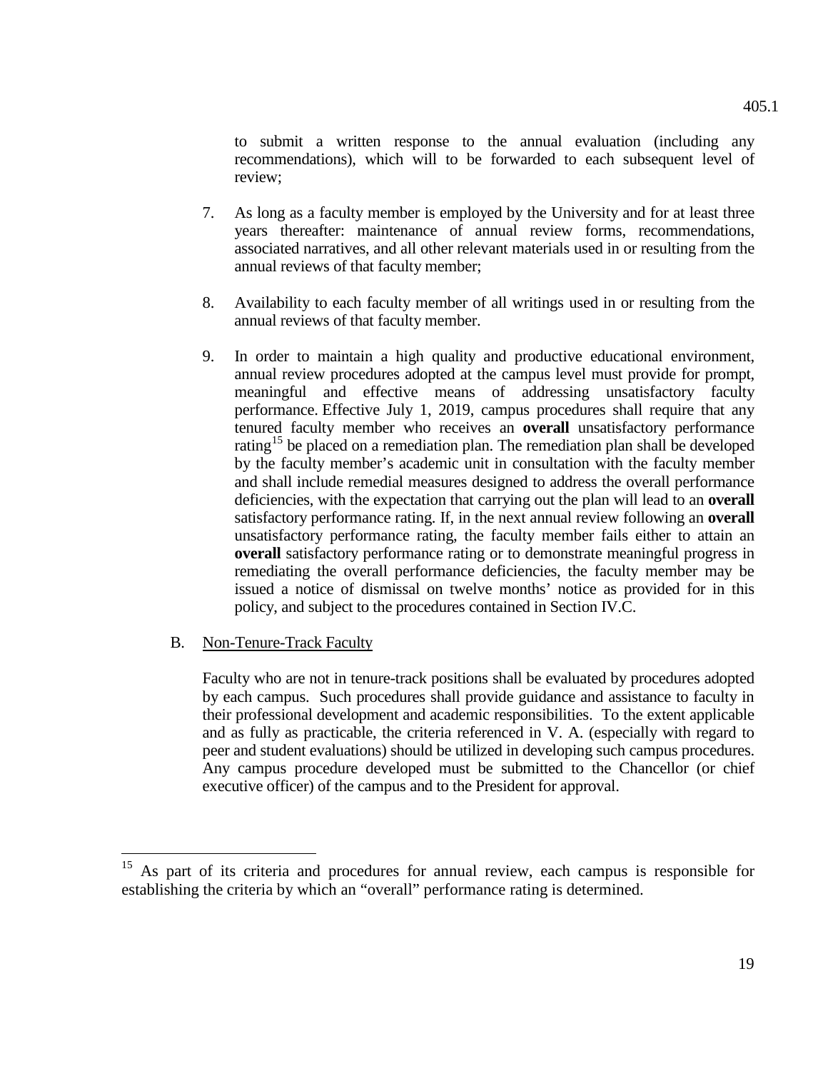to submit a written response to the annual evaluation (including any recommendations), which will to be forwarded to each subsequent level of review;

7. As long as a faculty member is employed by the University and for at least three years thereafter: maintenance of annual review forms, recommendations, associated narratives, and all other relevant materials used in or resulting from the annual reviews of that faculty member;

8. Availability to each faculty member of all writings used in or resulting from the annual reviews of that faculty member.

9. In order to maintain a high quality and productive educational environment, annual review procedures adopted at the campus level must provide for prompt, meaningful and effective means of addressing unsatisfactory faculty performance. Effective July 1, 2019, campus procedures shall require that any tenured faculty member who receives an **overall** unsatisfactory performance rating[15] be placed on a remediation plan. The remediation plan shall be developed by the faculty member's academic unit in consultation with the faculty member and shall include remedial measures designed to address the overall performance deficiencies, with the expectation that carrying out the plan will lead to an **overall** satisfactory performance rating. If, in the next annual review following an **overall** unsatisfactory performance rating, the faculty member fails either to attain an **overall** satisfactory performance rating or to demonstrate meaningful progress in remediating the overall performance deficiencies, the faculty member may be issued a notice of dismissal on twelve months' notice as provided for in this policy, and subject to the procedures contained in Section IV.C.

B. Non-Tenure-Track Faculty

Faculty who are not in tenure-track positions shall be evaluated by procedures adopted by each campus. Such procedures shall provide guidance and assistance to faculty in their professional development and academic responsibilities. To the extent applicable and as fully as practicable, the criteria referenced in V. A. (especially with regard to peer and student evaluations) should be utilized in developing such campus procedures. Any campus procedure developed must be submitted to the Chancellor (or chief executive officer) of the campus and to the President for approval.

---

[15] As part of its criteria and procedures for annual review, each campus is responsible for establishing the criteria by which an "overall" performance rating is determined.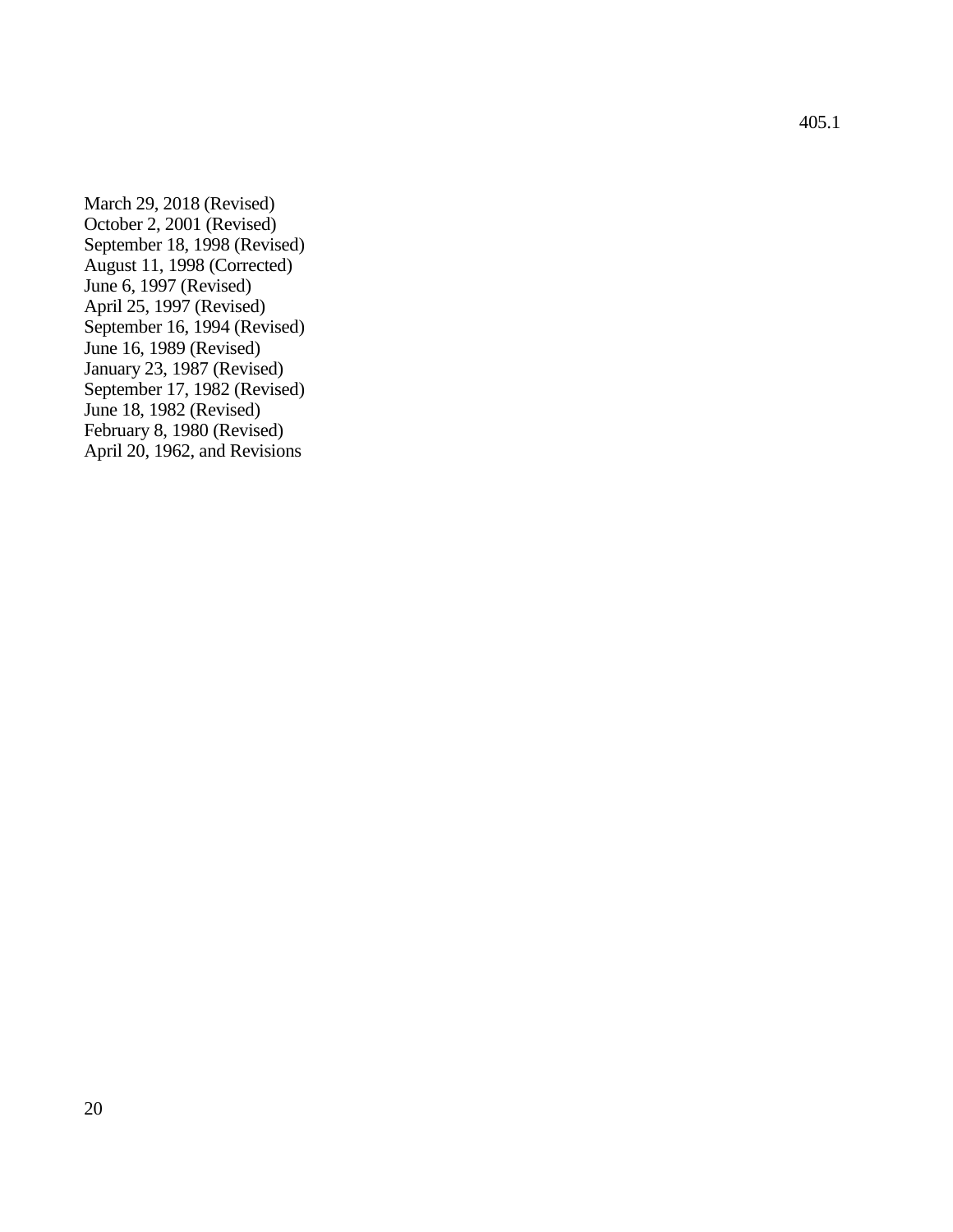March 29, 2018 (Revised)
October 2, 2001 (Revised)
September 18, 1998 (Revised)
August 11, 1998 (Corrected)
June 6, 1997 (Revised)
April 25, 1997 (Revised)
September 16, 1994 (Revised)
June 16, 1989 (Revised)
January 23, 1987 (Revised)
September 17, 1982 (Revised)
June 18, 1982 (Revised)
February 8, 1980 (Revised)
April 20, 1962, and Revisions